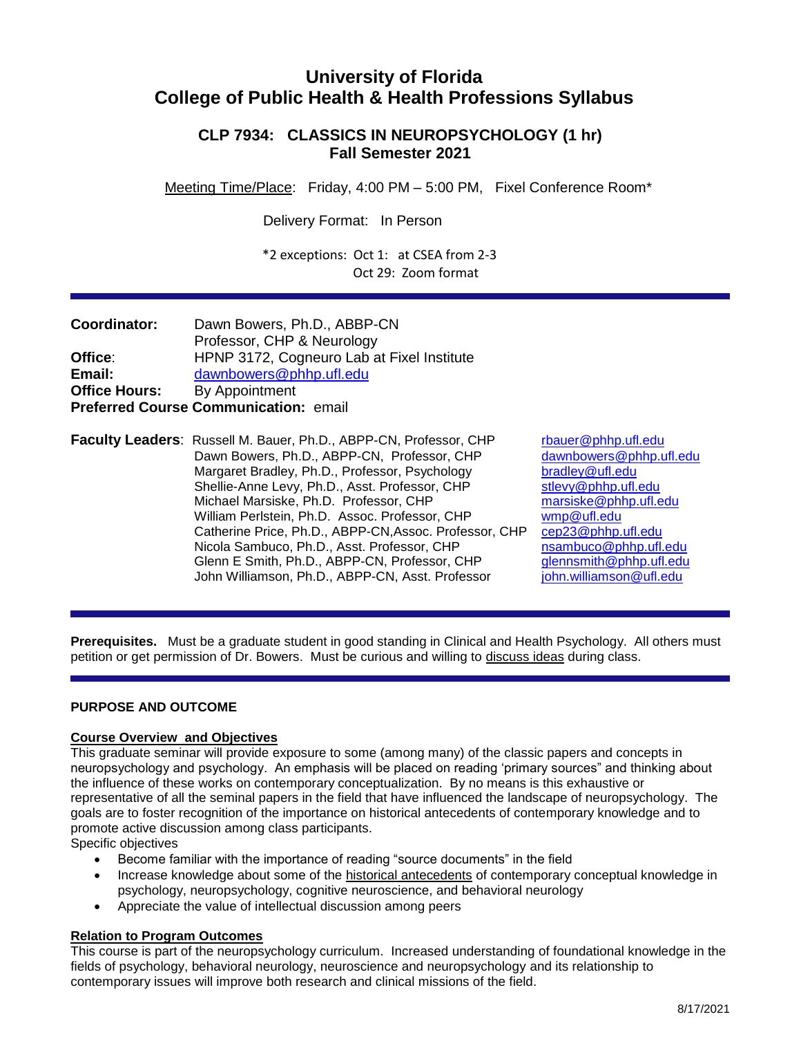# University of Florida
# College of Public Health & Health Professions Syllabus

## CLP 7934: CLASSICS IN NEUROPSYCHOLOGY (1 hr)
## Fall Semester 2021

Meeting Time/Place: Friday, 4:00 PM – 5:00 PM, Fixel Conference Room*

Delivery Format: In Person

*2 exceptions: Oct 1: at CSEA from 2-3
Oct 29: Zoom format

---

**Coordinator:** Dawn Bowers, Ph.D., ABBP-CN
Professor, CHP & Neurology
**Office**: HPNP 3172, Cogneuro Lab at Fixel Institute
**Email:** dawnbowers@phhp.ufl.edu
**Office Hours:** By Appointment
**Preferred Course Communication:** email

**Faculty Leaders**:

| | |
|---|---|
| Russell M. Bauer, Ph.D., ABPP-CN, Professor, CHP | rbauer@phhp.ufl.edu |
| Dawn Bowers, Ph.D., ABPP-CN, Professor, CHP | dawnbowers@phhp.ufl.edu |
| Margaret Bradley, Ph.D., Professor, Psychology | bradley@ufl.edu |
| Shellie-Anne Levy, Ph.D., Asst. Professor, CHP | stlevy@phhp.ufl.edu |
| Michael Marsiske, Ph.D. Professor, CHP | marsiske@phhp.ufl.edu |
| William Perlstein, Ph.D. Assoc. Professor, CHP | wmp@ufl.edu |
| Catherine Price, Ph.D., ABPP-CN,Assoc. Professor, CHP | cep23@phhp.ufl.edu |
| Nicola Sambuco, Ph.D., Asst. Professor, CHP | nsambuco@phhp.ufl.edu |
| Glenn E Smith, Ph.D., ABPP-CN, Professor, CHP | glennsmith@phhp.ufl.edu |
| John Williamson, Ph.D., ABPP-CN, Asst. Professor | john.williamson@ufl.edu |

---

**Prerequisites.** Must be a graduate student in good standing in Clinical and Health Psychology. All others must petition or get permission of Dr. Bowers. Must be curious and willing to discuss ideas during class.

---

### PURPOSE AND OUTCOME

#### Course Overview and Objectives

This graduate seminar will provide exposure to some (among many) of the classic papers and concepts in neuropsychology and psychology. An emphasis will be placed on reading 'primary sources" and thinking about the influence of these works on contemporary conceptualization. By no means is this exhaustive or representative of all the seminal papers in the field that have influenced the landscape of neuropsychology. The goals are to foster recognition of the importance on historical antecedents of contemporary knowledge and to promote active discussion among class participants.

Specific objectives

- Become familiar with the importance of reading "source documents" in the field
- Increase knowledge about some of the historical antecedents of contemporary conceptual knowledge in psychology, neuropsychology, cognitive neuroscience, and behavioral neurology
- Appreciate the value of intellectual discussion among peers

#### Relation to Program Outcomes

This course is part of the neuropsychology curriculum. Increased understanding of foundational knowledge in the fields of psychology, behavioral neurology, neuroscience and neuropsychology and its relationship to contemporary issues will improve both research and clinical missions of the field.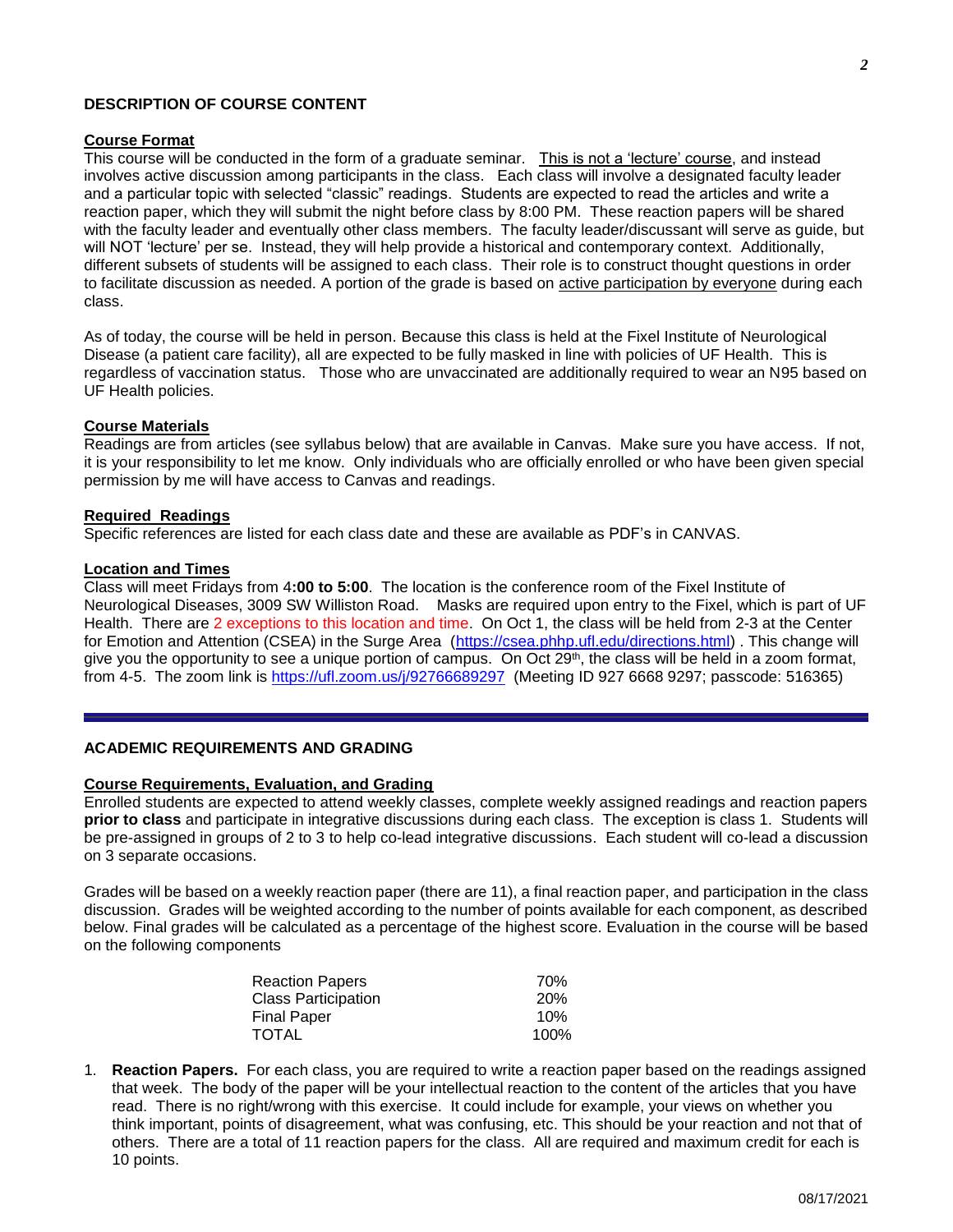## DESCRIPTION OF COURSE CONTENT

### Course Format

This course will be conducted in the form of a graduate seminar. This is not a 'lecture' course, and instead involves active discussion among participants in the class. Each class will involve a designated faculty leader and a particular topic with selected "classic" readings. Students are expected to read the articles and write a reaction paper, which they will submit the night before class by 8:00 PM. These reaction papers will be shared with the faculty leader and eventually other class members. The faculty leader/discussant will serve as guide, but will NOT 'lecture' per se. Instead, they will help provide a historical and contemporary context. Additionally, different subsets of students will be assigned to each class. Their role is to construct thought questions in order to facilitate discussion as needed. A portion of the grade is based on active participation by everyone during each class.

As of today, the course will be held in person. Because this class is held at the Fixel Institute of Neurological Disease (a patient care facility), all are expected to be fully masked in line with policies of UF Health. This is regardless of vaccination status. Those who are unvaccinated are additionally required to wear an N95 based on UF Health policies.

### Course Materials

Readings are from articles (see syllabus below) that are available in Canvas. Make sure you have access. If not, it is your responsibility to let me know. Only individuals who are officially enrolled or who have been given special permission by me will have access to Canvas and readings.

### Required Readings

Specific references are listed for each class date and these are available as PDF's in CANVAS.

### Location and Times

Class will meet Fridays from 4**:00 to 5:00**. The location is the conference room of the Fixel Institute of Neurological Diseases, 3009 SW Williston Road. Masks are required upon entry to the Fixel, which is part of UF Health. There are 2 exceptions to this location and time. On Oct 1, the class will be held from 2-3 at the Center for Emotion and Attention (CSEA) in the Surge Area (https://csea.phhp.ufl.edu/directions.html) . This change will give you the opportunity to see a unique portion of campus. On Oct 29th, the class will be held in a zoom format, from 4-5. The zoom link is https://ufl.zoom.us/j/92766689297 (Meeting ID 927 6668 9297; passcode: 516365)

---

## ACADEMIC REQUIREMENTS AND GRADING

### Course Requirements, Evaluation, and Grading

Enrolled students are expected to attend weekly classes, complete weekly assigned readings and reaction papers **prior to class** and participate in integrative discussions during each class. The exception is class 1. Students will be pre-assigned in groups of 2 to 3 to help co-lead integrative discussions. Each student will co-lead a discussion on 3 separate occasions.

Grades will be based on a weekly reaction paper (there are 11), a final reaction paper, and participation in the class discussion. Grades will be weighted according to the number of points available for each component, as described below. Final grades will be calculated as a percentage of the highest score. Evaluation in the course will be based on the following components

| Component | Weight |
|---|---|
| Reaction Papers | 70% |
| Class Participation | 20% |
| Final Paper | 10% |
| TOTAL | 100% |

1. **Reaction Papers.** For each class, you are required to write a reaction paper based on the readings assigned that week. The body of the paper will be your intellectual reaction to the content of the articles that you have read. There is no right/wrong with this exercise. It could include for example, your views on whether you think important, points of disagreement, what was confusing, etc. This should be your reaction and not that of others. There are a total of 11 reaction papers for the class. All are required and maximum credit for each is 10 points.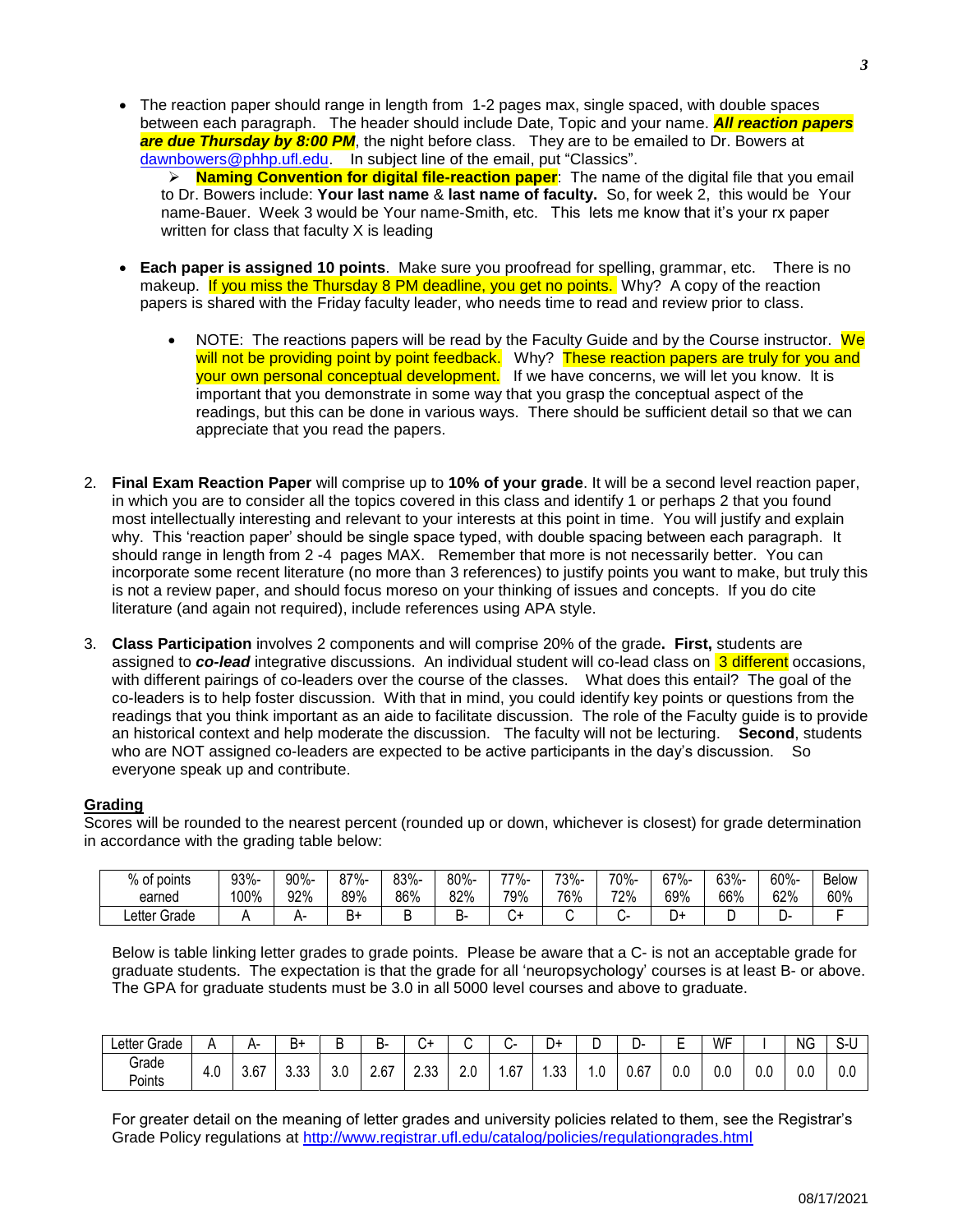- The reaction paper should range in length from 1-2 pages max, single spaced, with double spaces between each paragraph. The header should include Date, Topic and your name. ***All reaction papers are due Thursday by 8:00 PM***, the night before class. They are to be emailed to Dr. Bowers at dawnbowers@phhp.ufl.edu. In subject line of the email, put "Classics".
  - **Naming Convention for digital file-reaction paper**: The name of the digital file that you email to Dr. Bowers include: **Your last name** & **last name of faculty.** So, for week 2, this would be Your name-Bauer. Week 3 would be Your name-Smith, etc. This lets me know that it's your rx paper written for class that faculty X is leading

- **Each paper is assigned 10 points**. Make sure you proofread for spelling, grammar, etc. There is no makeup. If you miss the Thursday 8 PM deadline, you get no points. Why? A copy of the reaction papers is shared with the Friday faculty leader, who needs time to read and review prior to class.
  - NOTE: The reactions papers will be read by the Faculty Guide and by the Course instructor. We will not be providing point by point feedback. Why? These reaction papers are truly for you and your own personal conceptual development. If we have concerns, we will let you know. It is important that you demonstrate in some way that you grasp the conceptual aspect of the readings, but this can be done in various ways. There should be sufficient detail so that we can appreciate that you read the papers.

2. **Final Exam Reaction Paper** will comprise up to **10% of your grade**. It will be a second level reaction paper, in which you are to consider all the topics covered in this class and identify 1 or perhaps 2 that you found most intellectually interesting and relevant to your interests at this point in time. You will justify and explain why. This 'reaction paper' should be single space typed, with double spacing between each paragraph. It should range in length from 2 -4 pages MAX. Remember that more is not necessarily better. You can incorporate some recent literature (no more than 3 references) to justify points you want to make, but truly this is not a review paper, and should focus moreso on your thinking of issues and concepts. If you do cite literature (and again not required), include references using APA style.

3. **Class Participation** involves 2 components and will comprise 20% of the grade**. First,** students are assigned to ***co-lead*** integrative discussions. An individual student will co-lead class on 3 different occasions, with different pairings of co-leaders over the course of the classes. What does this entail? The goal of the co-leaders is to help foster discussion. With that in mind, you could identify key points or questions from the readings that you think important as an aide to facilitate discussion. The role of the Faculty guide is to provide an historical context and help moderate the discussion. The faculty will not be lecturing. **Second**, students who are NOT assigned co-leaders are expected to be active participants in the day's discussion. So everyone speak up and contribute.

## Grading

Scores will be rounded to the nearest percent (rounded up or down, whichever is closest) for grade determination in accordance with the grading table below:

| % of points earned | 93%-100% | 90%-92% | 87%-89% | 83%-86% | 80%-82% | 77%-79% | 73%-76% | 70%-72% | 67%-69% | 63%-66% | 60%-62% | Below 60% |
|---|---|---|---|---|---|---|---|---|---|---|---|---|
| Letter Grade | A | A- | B+ | B | B- | C+ | C | C- | D+ | D | D- | F |

Below is table linking letter grades to grade points. Please be aware that a C- is not an acceptable grade for graduate students. The expectation is that the grade for all 'neuropsychology' courses is at least B- or above. The GPA for graduate students must be 3.0 in all 5000 level courses and above to graduate.

| Letter Grade | A | A- | B+ | B | B- | C+ | C | C- | D+ | D | D- | E | WF | I | NG | S-U |
|---|---|---|---|---|---|---|---|---|---|---|---|---|---|---|---|---|
| Grade Points | 4.0 | 3.67 | 3.33 | 3.0 | 2.67 | 2.33 | 2.0 | 1.67 | 1.33 | 1.0 | 0.67 | 0.0 | 0.0 | 0.0 | 0.0 | 0.0 |

For greater detail on the meaning of letter grades and university policies related to them, see the Registrar's Grade Policy regulations at http://www.registrar.ufl.edu/catalog/policies/regulationgrades.html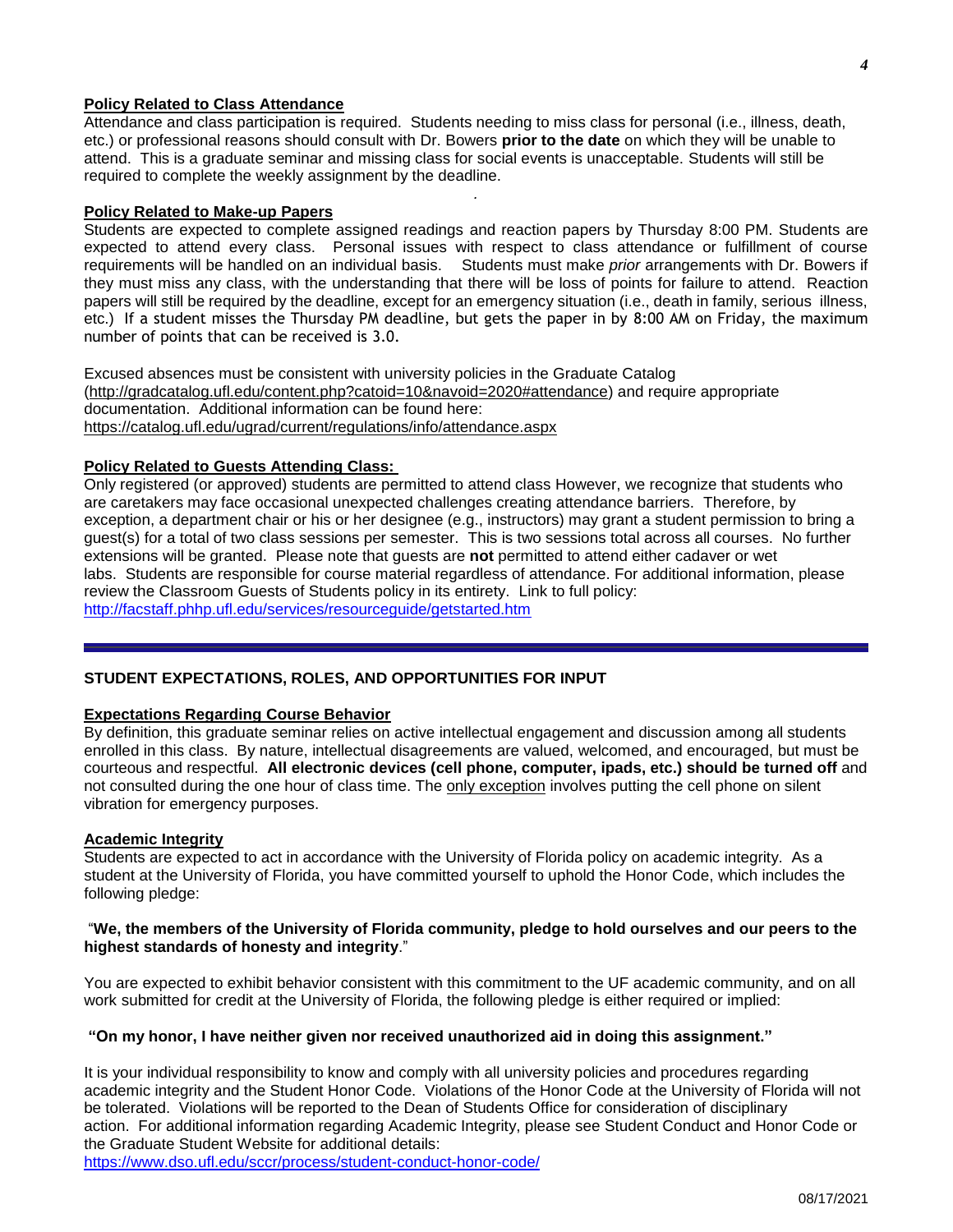**Policy Related to Class Attendance**

Attendance and class participation is required. Students needing to miss class for personal (i.e., illness, death, etc.) or professional reasons should consult with Dr. Bowers **prior to the date** on which they will be unable to attend. This is a graduate seminar and missing class for social events is unacceptable. Students will still be required to complete the weekly assignment by the deadline.

**Policy Related to Make-up Papers**

Students are expected to complete assigned readings and reaction papers by Thursday 8:00 PM. Students are expected to attend every class. Personal issues with respect to class attendance or fulfillment of course requirements will be handled on an individual basis. Students must make *prior* arrangements with Dr. Bowers if they must miss any class, with the understanding that there will be loss of points for failure to attend. Reaction papers will still be required by the deadline, except for an emergency situation (i.e., death in family, serious illness, etc.) If a student misses the Thursday PM deadline, but gets the paper in by 8:00 AM on Friday, the maximum number of points that can be received is 3.0.

Excused absences must be consistent with university policies in the Graduate Catalog (http://gradcatalog.ufl.edu/content.php?catoid=10&navoid=2020#attendance) and require appropriate documentation. Additional information can be found here: https://catalog.ufl.edu/ugrad/current/regulations/info/attendance.aspx

**Policy Related to Guests Attending Class:**

Only registered (or approved) students are permitted to attend class However, we recognize that students who are caretakers may face occasional unexpected challenges creating attendance barriers. Therefore, by exception, a department chair or his or her designee (e.g., instructors) may grant a student permission to bring a guest(s) for a total of two class sessions per semester. This is two sessions total across all courses. No further extensions will be granted. Please note that guests are **not** permitted to attend either cadaver or wet labs. Students are responsible for course material regardless of attendance. For additional information, please review the Classroom Guests of Students policy in its entirety. Link to full policy: http://facstaff.phhp.ufl.edu/services/resourceguide/getstarted.htm

---

## STUDENT EXPECTATIONS, ROLES, AND OPPORTUNITIES FOR INPUT

**Expectations Regarding Course Behavior**

By definition, this graduate seminar relies on active intellectual engagement and discussion among all students enrolled in this class. By nature, intellectual disagreements are valued, welcomed, and encouraged, but must be courteous and respectful. **All electronic devices (cell phone, computer, ipads, etc.) should be turned off** and not consulted during the one hour of class time. The only exception involves putting the cell phone on silent vibration for emergency purposes.

**Academic Integrity**

Students are expected to act in accordance with the University of Florida policy on academic integrity. As a student at the University of Florida, you have committed yourself to uphold the Honor Code, which includes the following pledge:

"**We, the members of the University of Florida community, pledge to hold ourselves and our peers to the highest standards of honesty and integrity**."

You are expected to exhibit behavior consistent with this commitment to the UF academic community, and on all work submitted for credit at the University of Florida, the following pledge is either required or implied:

**"On my honor, I have neither given nor received unauthorized aid in doing this assignment."**

It is your individual responsibility to know and comply with all university policies and procedures regarding academic integrity and the Student Honor Code. Violations of the Honor Code at the University of Florida will not be tolerated. Violations will be reported to the Dean of Students Office for consideration of disciplinary action. For additional information regarding Academic Integrity, please see Student Conduct and Honor Code or the Graduate Student Website for additional details:
https://www.dso.ufl.edu/sccr/process/student-conduct-honor-code/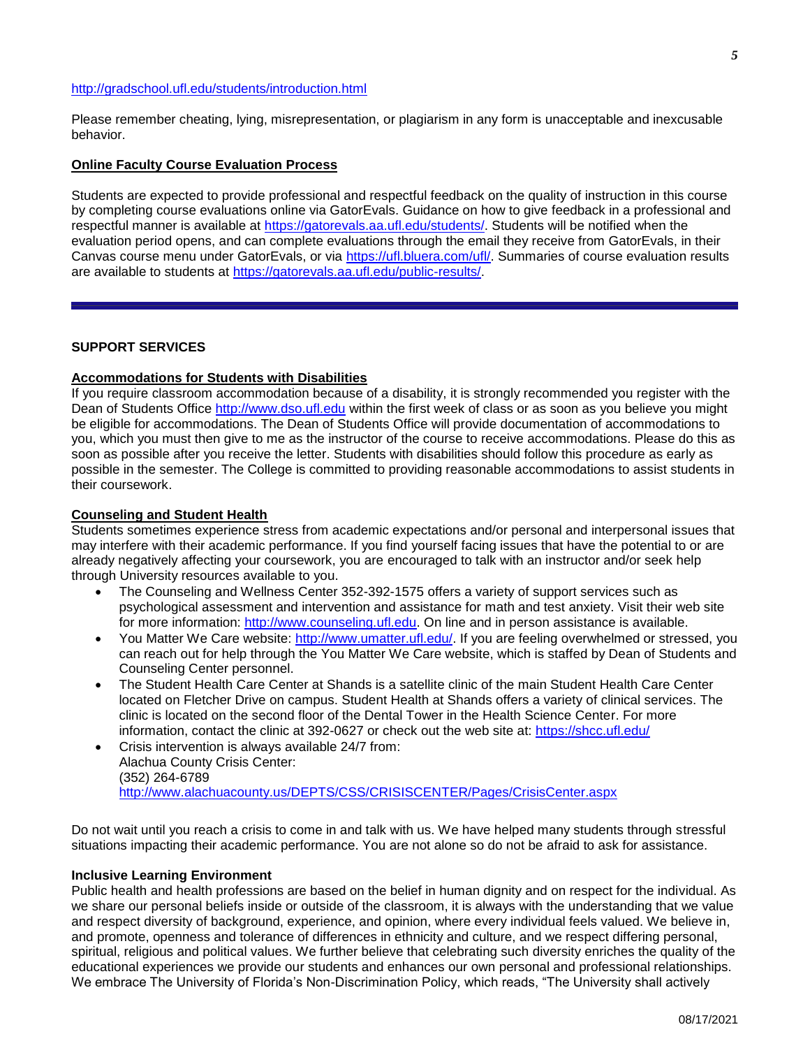http://gradschool.ufl.edu/students/introduction.html

Please remember cheating, lying, misrepresentation, or plagiarism in any form is unacceptable and inexcusable behavior.

**Online Faculty Course Evaluation Process**

Students are expected to provide professional and respectful feedback on the quality of instruction in this course by completing course evaluations online via GatorEvals. Guidance on how to give feedback in a professional and respectful manner is available at https://gatorevals.aa.ufl.edu/students/. Students will be notified when the evaluation period opens, and can complete evaluations through the email they receive from GatorEvals, in their Canvas course menu under GatorEvals, or via https://ufl.bluera.com/ufl/. Summaries of course evaluation results are available to students at https://gatorevals.aa.ufl.edu/public-results/.

---

## SUPPORT SERVICES

**Accommodations for Students with Disabilities**

If you require classroom accommodation because of a disability, it is strongly recommended you register with the Dean of Students Office http://www.dso.ufl.edu within the first week of class or as soon as you believe you might be eligible for accommodations. The Dean of Students Office will provide documentation of accommodations to you, which you must then give to me as the instructor of the course to receive accommodations. Please do this as soon as possible after you receive the letter. Students with disabilities should follow this procedure as early as possible in the semester. The College is committed to providing reasonable accommodations to assist students in their coursework.

**Counseling and Student Health**

Students sometimes experience stress from academic expectations and/or personal and interpersonal issues that may interfere with their academic performance. If you find yourself facing issues that have the potential to or are already negatively affecting your coursework, you are encouraged to talk with an instructor and/or seek help through University resources available to you.

- The Counseling and Wellness Center 352-392-1575 offers a variety of support services such as psychological assessment and intervention and assistance for math and test anxiety. Visit their web site for more information: http://www.counseling.ufl.edu. On line and in person assistance is available.
- You Matter We Care website: http://www.umatter.ufl.edu/. If you are feeling overwhelmed or stressed, you can reach out for help through the You Matter We Care website, which is staffed by Dean of Students and Counseling Center personnel.
- The Student Health Care Center at Shands is a satellite clinic of the main Student Health Care Center located on Fletcher Drive on campus. Student Health at Shands offers a variety of clinical services. The clinic is located on the second floor of the Dental Tower in the Health Science Center. For more information, contact the clinic at 392-0627 or check out the web site at: https://shcc.ufl.edu/
- Crisis intervention is always available 24/7 from:
  Alachua County Crisis Center:
  (352) 264-6789
  http://www.alachuacounty.us/DEPTS/CSS/CRISISCENTER/Pages/CrisisCenter.aspx

Do not wait until you reach a crisis to come in and talk with us. We have helped many students through stressful situations impacting their academic performance. You are not alone so do not be afraid to ask for assistance.

**Inclusive Learning Environment**

Public health and health professions are based on the belief in human dignity and on respect for the individual. As we share our personal beliefs inside or outside of the classroom, it is always with the understanding that we value and respect diversity of background, experience, and opinion, where every individual feels valued. We believe in, and promote, openness and tolerance of differences in ethnicity and culture, and we respect differing personal, spiritual, religious and political values. We further believe that celebrating such diversity enriches the quality of the educational experiences we provide our students and enhances our own personal and professional relationships. We embrace The University of Florida's Non-Discrimination Policy, which reads, "The University shall actively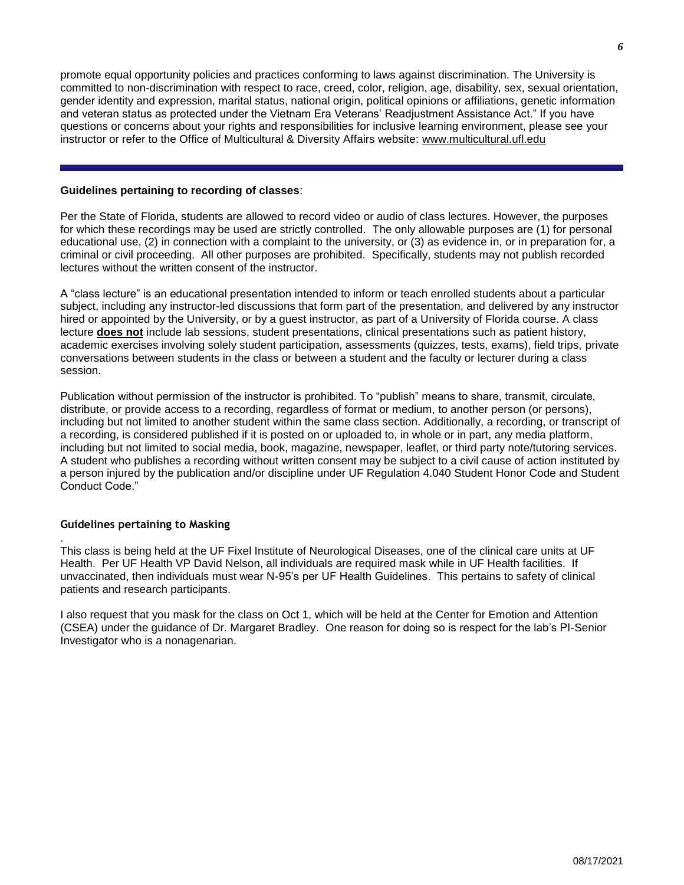promote equal opportunity policies and practices conforming to laws against discrimination. The University is committed to non-discrimination with respect to race, creed, color, religion, age, disability, sex, sexual orientation, gender identity and expression, marital status, national origin, political opinions or affiliations, genetic information and veteran status as protected under the Vietnam Era Veterans' Readjustment Assistance Act." If you have questions or concerns about your rights and responsibilities for inclusive learning environment, please see your instructor or refer to the Office of Multicultural & Diversity Affairs website: www.multicultural.ufl.edu

---

**Guidelines pertaining to recording of classes**:

Per the State of Florida, students are allowed to record video or audio of class lectures. However, the purposes for which these recordings may be used are strictly controlled. The only allowable purposes are (1) for personal educational use, (2) in connection with a complaint to the university, or (3) as evidence in, or in preparation for, a criminal or civil proceeding. All other purposes are prohibited. Specifically, students may not publish recorded lectures without the written consent of the instructor.

A "class lecture" is an educational presentation intended to inform or teach enrolled students about a particular subject, including any instructor-led discussions that form part of the presentation, and delivered by any instructor hired or appointed by the University, or by a guest instructor, as part of a University of Florida course. A class lecture **does not** include lab sessions, student presentations, clinical presentations such as patient history, academic exercises involving solely student participation, assessments (quizzes, tests, exams), field trips, private conversations between students in the class or between a student and the faculty or lecturer during a class session.

Publication without permission of the instructor is prohibited. To "publish" means to share, transmit, circulate, distribute, or provide access to a recording, regardless of format or medium, to another person (or persons), including but not limited to another student within the same class section. Additionally, a recording, or transcript of a recording, is considered published if it is posted on or uploaded to, in whole or in part, any media platform, including but not limited to social media, book, magazine, newspaper, leaflet, or third party note/tutoring services. A student who publishes a recording without written consent may be subject to a civil cause of action instituted by a person injured by the publication and/or discipline under UF Regulation 4.040 Student Honor Code and Student Conduct Code."

**Guidelines pertaining to Masking**

This class is being held at the UF Fixel Institute of Neurological Diseases, one of the clinical care units at UF Health. Per UF Health VP David Nelson, all individuals are required mask while in UF Health facilities. If unvaccinated, then individuals must wear N-95's per UF Health Guidelines. This pertains to safety of clinical patients and research participants.

I also request that you mask for the class on Oct 1, which will be held at the Center for Emotion and Attention (CSEA) under the guidance of Dr. Margaret Bradley. One reason for doing so is respect for the lab's PI-Senior Investigator who is a nonagenarian.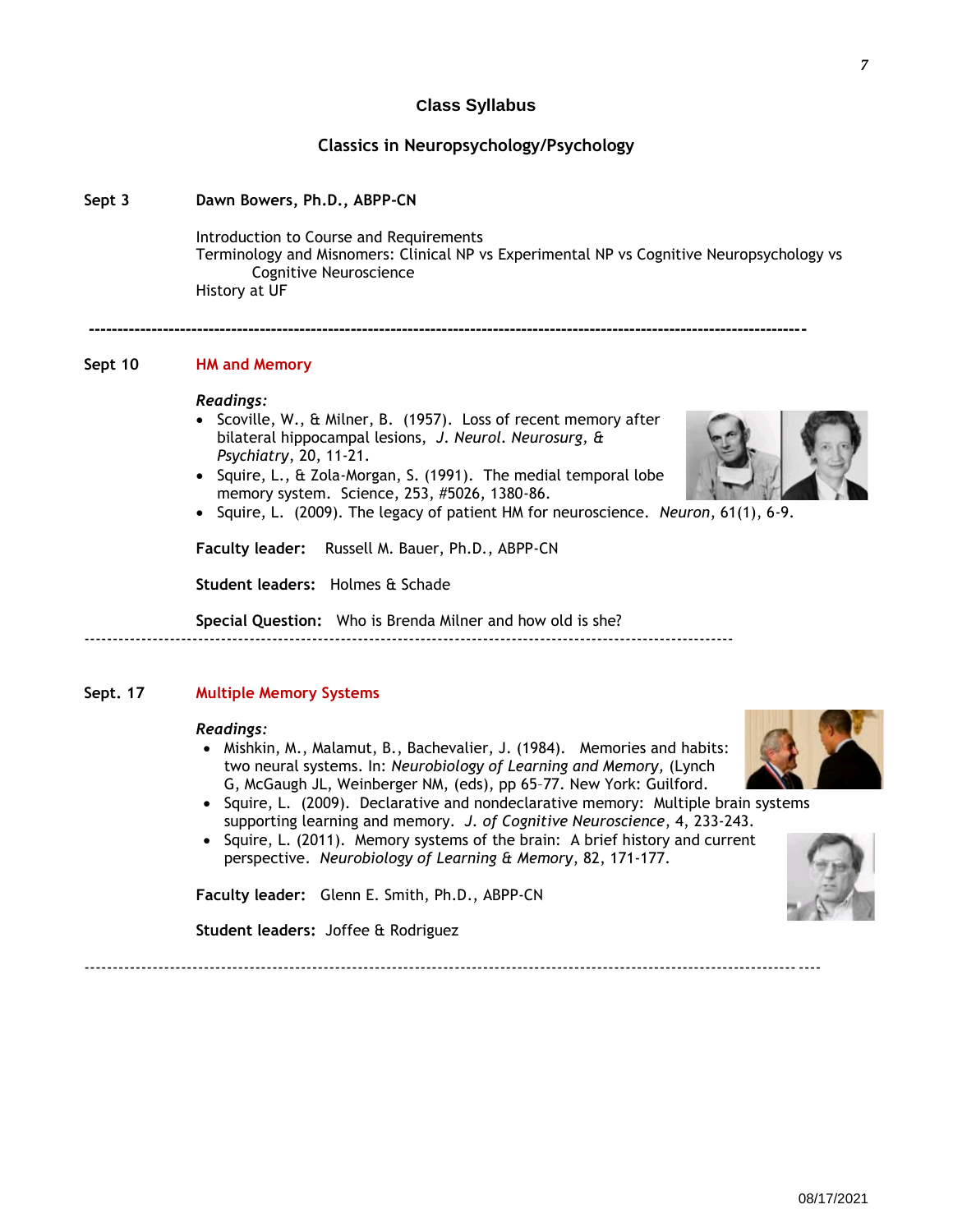# Class Syllabus

## Classics in Neuropsychology/Psychology

**Sept 3** **Dawn Bowers, Ph.D., ABPP-CN**

Introduction to Course and Requirements
Terminology and Misnomers: Clinical NP vs Experimental NP vs Cognitive Neuropsychology vs Cognitive Neuroscience
History at UF

---

**Sept 10** **HM and Memory**

*Readings:*

- Scoville, W., & Milner, B. (1957). Loss of recent memory after bilateral hippocampal lesions, *J. Neurol. Neurosurg, & Psychiatry*, 20, 11-21.
- Squire, L., & Zola-Morgan, S. (1991). The medial temporal lobe memory system. Science, 253, #5026, 1380-86.
- Squire, L. (2009). The legacy of patient HM for neuroscience. *Neuron*, 61(1), 6-9.

**Faculty leader:** Russell M. Bauer, Ph.D., ABPP-CN

**Student leaders:** Holmes & Schade

**Special Question:** Who is Brenda Milner and how old is she?

---

**Sept. 17** **Multiple Memory Systems**

*Readings:*

- Mishkin, M., Malamut, B., Bachevalier, J. (1984). Memories and habits: two neural systems. In: *Neurobiology of Learning and Memory*, (Lynch G, McGaugh JL, Weinberger NM, (eds), pp 65–77. New York: Guilford.
- Squire, L. (2009). Declarative and nondeclarative memory: Multiple brain systems supporting learning and memory. *J. of Cognitive Neuroscience*, 4, 233-243.
- Squire, L. (2011). Memory systems of the brain: A brief history and current perspective. *Neurobiology of Learning & Memory*, 82, 171-177.

**Faculty leader:** Glenn E. Smith, Ph.D., ABPP-CN

**Student leaders:** Joffee & Rodriguez

---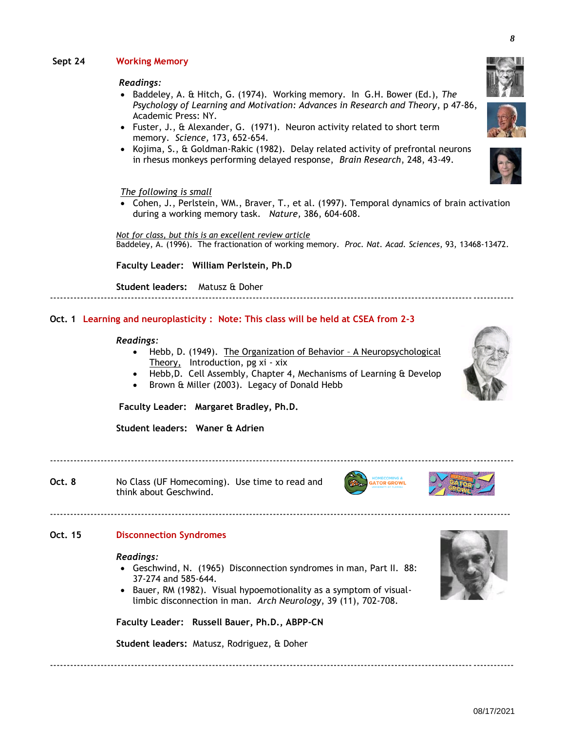**Sept 24** **Working Memory**

*Readings:*

- Baddeley, A. & Hitch, G. (1974). Working memory. In G.H. Bower (Ed.), *The Psychology of Learning and Motivation: Advances in Research and Theory*, p 47-86, Academic Press: NY.
- Fuster, J., & Alexander, G. (1971). Neuron activity related to short term memory. *Science,* 173, 652-654.
- Kojima, S., & Goldman-Rakic (1982). Delay related activity of prefrontal neurons in rhesus monkeys performing delayed response, *Brain Research*, 248, 43-49.

*The following is small*

- Cohen, J., Perlstein, WM., Braver, T., et al. (1997). Temporal dynamics of brain activation during a working memory task. *Nature,* 386, 604-608.

*Not for class, but this is an excellent review article*

Baddeley, A. (1996). The fractionation of working memory. *Proc. Nat. Acad. Sciences*, 93, 13468-13472.

**Faculty Leader: William Perlstein, Ph.D**

**Student leaders:** Matusz & Doher

---

**Oct. 1** **Learning and neuroplasticity : Note: This class will be held at CSEA from 2-3**

*Readings*:

- Hebb, D. (1949). The Organization of Behavior – A Neuropsychological Theory, Introduction, pg xi - xix
- Hebb,D. Cell Assembly, Chapter 4, Mechanisms of Learning & Develop
- Brown & Miller (2003). Legacy of Donald Hebb

**Faculty Leader: Margaret Bradley, Ph.D.**

**Student leaders: Waner & Adrien**

---

**Oct. 8** No Class (UF Homecoming). Use time to read and think about Geschwind.

---

**Oct. 15** **Disconnection Syndromes**

*Readings:*

- Geschwind, N. (1965) Disconnection syndromes in man, Part II. 88: 37-274 and 585-644.
- Bauer, RM (1982). Visual hypoemotionality as a symptom of visual-limbic disconnection in man. *Arch Neurology*, 39 (11), 702-708.

**Faculty Leader: Russell Bauer, Ph.D., ABPP-CN**

**Student leaders:** Matusz, Rodriguez, & Doher

---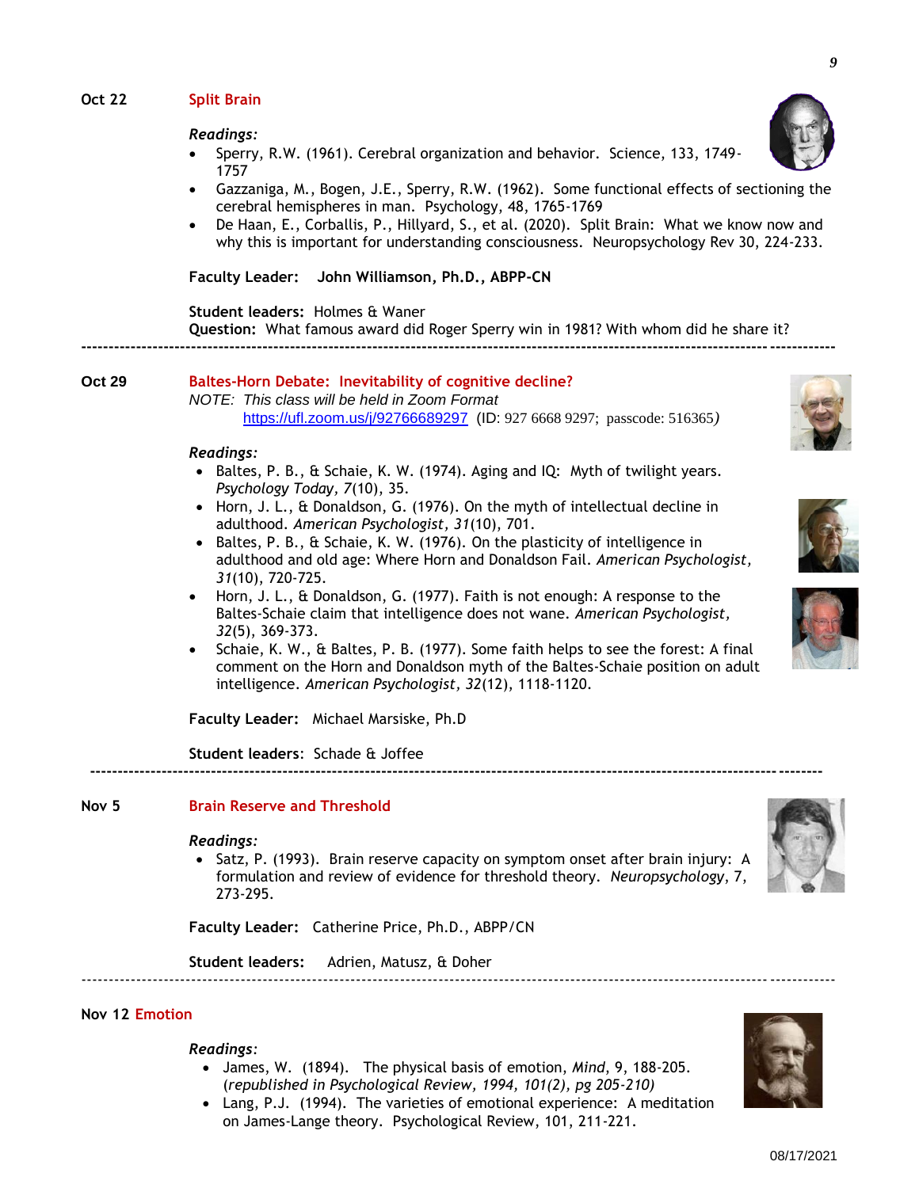**Oct 22** **Split Brain**

*Readings:*

- Sperry, R.W. (1961). Cerebral organization and behavior. Science, 133, 1749-1757
- Gazzaniga, M., Bogen, J.E., Sperry, R.W. (1962). Some functional effects of sectioning the cerebral hemispheres in man. Psychology, 48, 1765-1769
- De Haan, E., Corballis, P., Hillyard, S., et al. (2020). Split Brain: What we know now and why this is important for understanding consciousness. Neuropsychology Rev 30, 224-233.

**Faculty Leader: John Williamson, Ph.D., ABPP-CN**

**Student leaders:** Holmes & Waner
**Question:** What famous award did Roger Sperry win in 1981? With whom did he share it?

---

**Oct 29** **Baltes-Horn Debate: Inevitability of cognitive decline?**

*NOTE: This class will be held in Zoom Format*
https://ufl.zoom.us/j/92766689297 (ID: 927 6668 9297; passcode: 516365)

*Readings:*

- Baltes, P. B., & Schaie, K. W. (1974). Aging and IQ: Myth of twilight years. *Psychology Today, 7*(10), 35.
- Horn, J. L., & Donaldson, G. (1976). On the myth of intellectual decline in adulthood. *American Psychologist, 31*(10), 701.
- Baltes, P. B., & Schaie, K. W. (1976). On the plasticity of intelligence in adulthood and old age: Where Horn and Donaldson Fail. *American Psychologist, 31*(10), 720-725.
- Horn, J. L., & Donaldson, G. (1977). Faith is not enough: A response to the Baltes-Schaie claim that intelligence does not wane. *American Psychologist, 32*(5), 369-373.
- Schaie, K. W., & Baltes, P. B. (1977). Some faith helps to see the forest: A final comment on the Horn and Donaldson myth of the Baltes-Schaie position on adult intelligence. *American Psychologist, 32*(12), 1118-1120.

**Faculty Leader:** Michael Marsiske, Ph.D

**Student leaders**: Schade & Joffee

---

**Nov 5** **Brain Reserve and Threshold**

*Readings:*

- Satz, P. (1993). Brain reserve capacity on symptom onset after brain injury: A formulation and review of evidence for threshold theory. *Neuropsychology*, 7, 273-295.

**Faculty Leader:** Catherine Price, Ph.D., ABPP/CN

**Student leaders:** Adrien, Matusz, & Doher

---

**Nov 12** **Emotion**

*Readings:*

- James, W. (1894). The physical basis of emotion, *Mind*, 9, 188-205. (*republished in Psychological Review, 1994, 101(2), pg 205-210)*
- Lang, P.J. (1994). The varieties of emotional experience: A meditation on James-Lange theory. Psychological Review, 101, 211-221.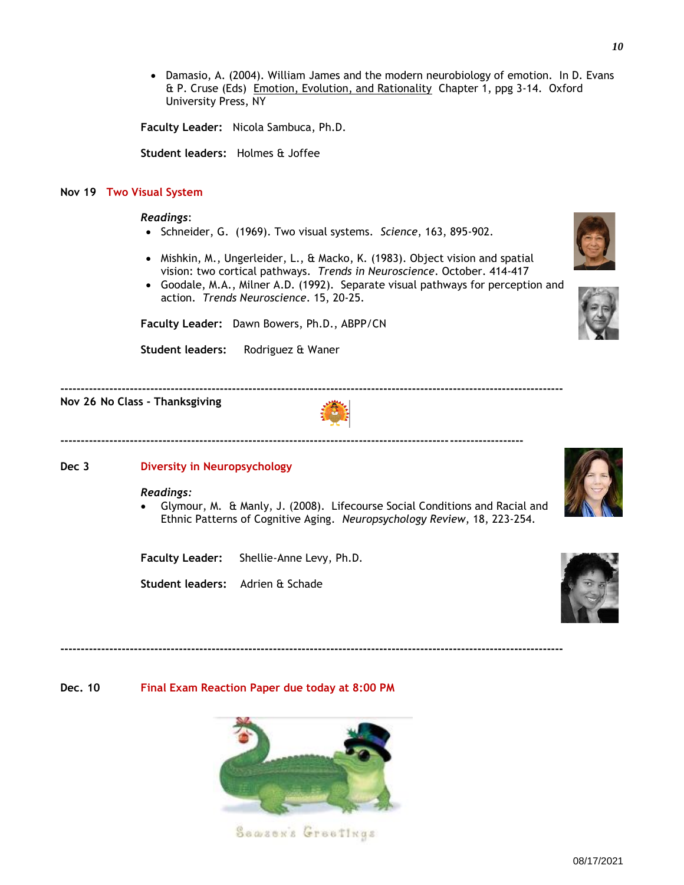- Damasio, A. (2004). William James and the modern neurobiology of emotion. In D. Evans & P. Cruse (Eds) Emotion, Evolution, and Rationality Chapter 1, ppg 3-14. Oxford University Press, NY

**Faculty Leader:** Nicola Sambuca, Ph.D.

**Student leaders:** Holmes & Joffee

**Nov 19** **Two Visual System**

*Readings*:

- Schneider, G. (1969). Two visual systems. *Science*, 163, 895-902.
- Mishkin, M., Ungerleider, L., & Macko, K. (1983). Object vision and spatial vision: two cortical pathways. *Trends in Neuroscience*. October. 414-417
- Goodale, M.A., Milner A.D. (1992). Separate visual pathways for perception and action. *Trends Neuroscience*. 15, 20-25.

**Faculty Leader:** Dawn Bowers, Ph.D., ABPP/CN

**Student leaders:** Rodriguez & Waner

---

**Nov 26 No Class - Thanksgiving**

---

**Dec 3** **Diversity in Neuropsychology**

*Readings:*

- Glymour, M. & Manly, J. (2008). Lifecourse Social Conditions and Racial and Ethnic Patterns of Cognitive Aging. *Neuropsychology Review*, 18, 223-254.

**Faculty Leader:** Shellie-Anne Levy, Ph.D.

**Student leaders:** Adrien & Schade

---

**Dec. 10** **Final Exam Reaction Paper due today at 8:00 PM**

Season's Greetings

08/17/2021